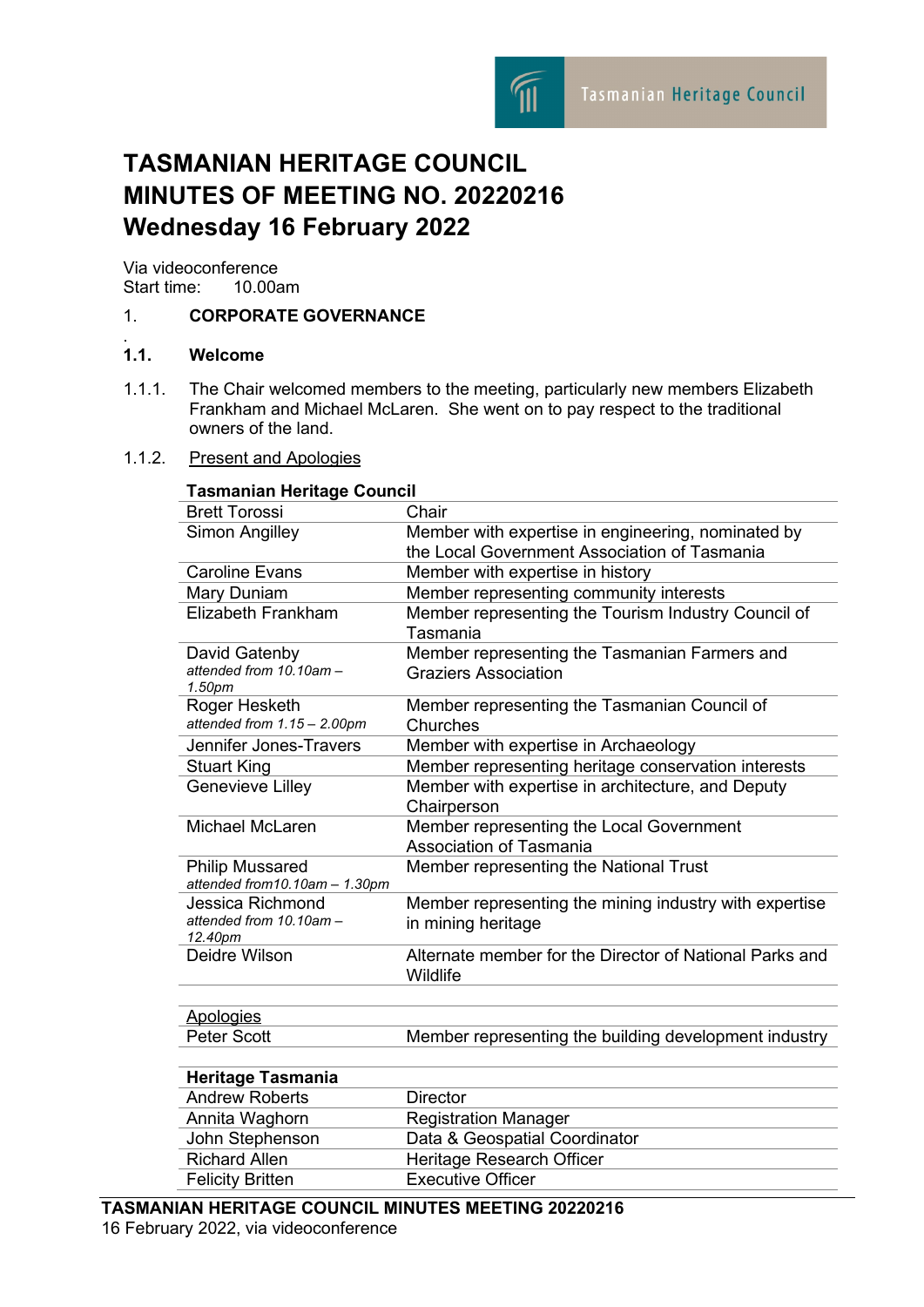# TASMANIAN HERITAGE COUNCIL
# MINUTES OF MEETING NO. 20220216
# Wednesday 16 February 2022

Via videoconference
Start time: 10.00am

## 1. CORPORATE GOVERNANCE

### 1.1. Welcome

1.1.1. The Chair welcomed members to the meeting, particularly new members Elizabeth Frankham and Michael McLaren. She went on to pay respect to the traditional owners of the land.

1.1.2. Present and Apologies

| **Tasmanian Heritage Council** | |
|---|---|
| Brett Torossi | Chair |
| Simon Angilley | Member with expertise in engineering, nominated by the Local Government Association of Tasmania |
| Caroline Evans | Member with expertise in history |
| Mary Duniam | Member representing community interests |
| Elizabeth Frankham | Member representing the Tourism Industry Council of Tasmania |
| David Gatenby *attended from 10.10am – 1.50pm* | Member representing the Tasmanian Farmers and Graziers Association |
| Roger Hesketh *attended from 1.15 – 2.00pm* | Member representing the Tasmanian Council of Churches |
| Jennifer Jones-Travers | Member with expertise in Archaeology |
| Stuart King | Member representing heritage conservation interests |
| Genevieve Lilley | Member with expertise in architecture, and Deputy Chairperson |
| Michael McLaren | Member representing the Local Government Association of Tasmania |
| Philip Mussared *attended from10.10am – 1.30pm* | Member representing the National Trust |
| Jessica Richmond *attended from 10.10am – 12.40pm* | Member representing the mining industry with expertise in mining heritage |
| Deidre Wilson | Alternate member for the Director of National Parks and Wildlife |

| Apologies | |
|---|---|
| Peter Scott | Member representing the building development industry |

| **Heritage Tasmania** | |
|---|---|
| Andrew Roberts | Director |
| Annita Waghorn | Registration Manager |
| John Stephenson | Data & Geospatial Coordinator |
| Richard Allen | Heritage Research Officer |
| Felicity Britten | Executive Officer |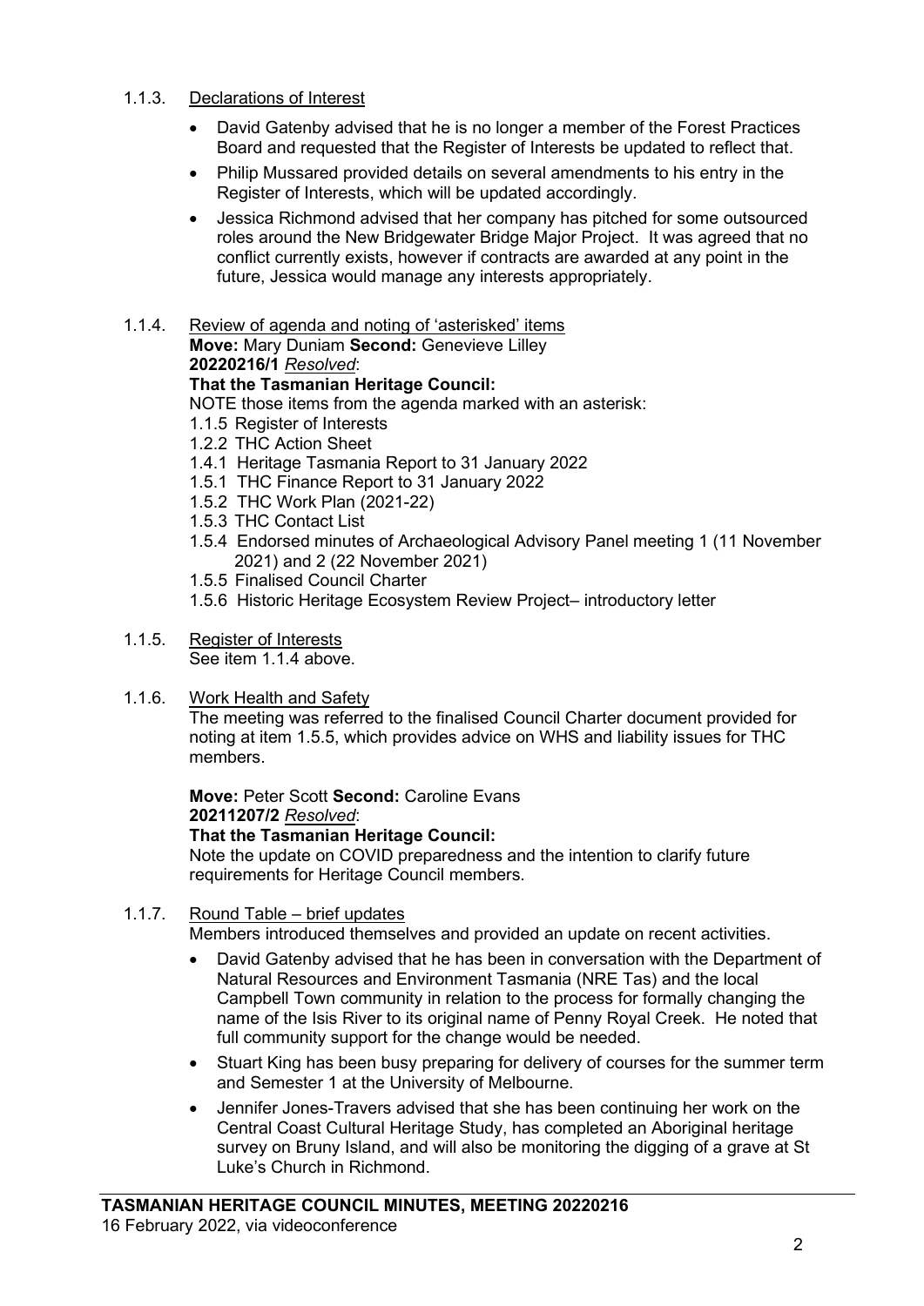1.1.3. Declarations of Interest

- David Gatenby advised that he is no longer a member of the Forest Practices Board and requested that the Register of Interests be updated to reflect that.
- Philip Mussared provided details on several amendments to his entry in the Register of Interests, which will be updated accordingly.
- Jessica Richmond advised that her company has pitched for some outsourced roles around the New Bridgewater Bridge Major Project. It was agreed that no conflict currently exists, however if contracts are awarded at any point in the future, Jessica would manage any interests appropriately.

1.1.4. Review of agenda and noting of 'asterisked' items

**Move:** Mary Duniam **Second:** Genevieve Lilley
**20220216/1** *Resolved*:
**That the Tasmanian Heritage Council:**
NOTE those items from the agenda marked with an asterisk:

1.1.5 Register of Interests
1.2.2 THC Action Sheet
1.4.1 Heritage Tasmania Report to 31 January 2022
1.5.1 THC Finance Report to 31 January 2022
1.5.2 THC Work Plan (2021-22)
1.5.3 THC Contact List
1.5.4 Endorsed minutes of Archaeological Advisory Panel meeting 1 (11 November 2021) and 2 (22 November 2021)
1.5.5 Finalised Council Charter
1.5.6 Historic Heritage Ecosystem Review Project– introductory letter

1.1.5. Register of Interests

See item 1.1.4 above.

1.1.6. Work Health and Safety

The meeting was referred to the finalised Council Charter document provided for noting at item 1.5.5, which provides advice on WHS and liability issues for THC members.

**Move:** Peter Scott **Second:** Caroline Evans
**20211207/2** *Resolved*:
**That the Tasmanian Heritage Council:**
Note the update on COVID preparedness and the intention to clarify future requirements for Heritage Council members.

1.1.7. Round Table – brief updates

Members introduced themselves and provided an update on recent activities.

- David Gatenby advised that he has been in conversation with the Department of Natural Resources and Environment Tasmania (NRE Tas) and the local Campbell Town community in relation to the process for formally changing the name of the Isis River to its original name of Penny Royal Creek. He noted that full community support for the change would be needed.
- Stuart King has been busy preparing for delivery of courses for the summer term and Semester 1 at the University of Melbourne.
- Jennifer Jones-Travers advised that she has been continuing her work on the Central Coast Cultural Heritage Study, has completed an Aboriginal heritage survey on Bruny Island, and will also be monitoring the digging of a grave at St Luke's Church in Richmond.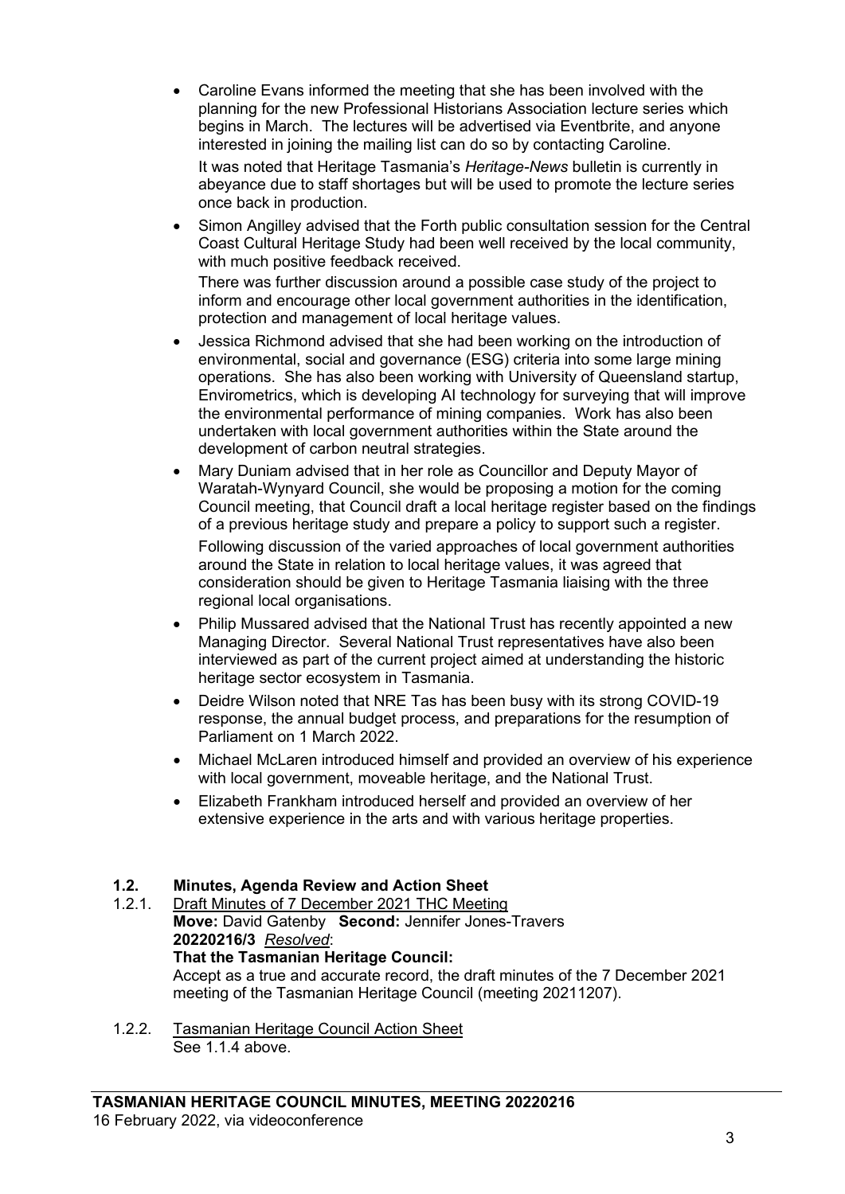- Caroline Evans informed the meeting that she has been involved with the planning for the new Professional Historians Association lecture series which begins in March. The lectures will be advertised via Eventbrite, and anyone interested in joining the mailing list can do so by contacting Caroline.

  It was noted that Heritage Tasmania's *Heritage-News* bulletin is currently in abeyance due to staff shortages but will be used to promote the lecture series once back in production.

- Simon Angilley advised that the Forth public consultation session for the Central Coast Cultural Heritage Study had been well received by the local community, with much positive feedback received.

  There was further discussion around a possible case study of the project to inform and encourage other local government authorities in the identification, protection and management of local heritage values.

- Jessica Richmond advised that she had been working on the introduction of environmental, social and governance (ESG) criteria into some large mining operations. She has also been working with University of Queensland startup, Envirometrics, which is developing AI technology for surveying that will improve the environmental performance of mining companies. Work has also been undertaken with local government authorities within the State around the development of carbon neutral strategies.

- Mary Duniam advised that in her role as Councillor and Deputy Mayor of Waratah-Wynyard Council, she would be proposing a motion for the coming Council meeting, that Council draft a local heritage register based on the findings of a previous heritage study and prepare a policy to support such a register.

  Following discussion of the varied approaches of local government authorities around the State in relation to local heritage values, it was agreed that consideration should be given to Heritage Tasmania liaising with the three regional local organisations.

- Philip Mussared advised that the National Trust has recently appointed a new Managing Director. Several National Trust representatives have also been interviewed as part of the current project aimed at understanding the historic heritage sector ecosystem in Tasmania.

- Deidre Wilson noted that NRE Tas has been busy with its strong COVID-19 response, the annual budget process, and preparations for the resumption of Parliament on 1 March 2022.

- Michael McLaren introduced himself and provided an overview of his experience with local government, moveable heritage, and the National Trust.

- Elizabeth Frankham introduced herself and provided an overview of her extensive experience in the arts and with various heritage properties.

## 1.2. Minutes, Agenda Review and Action Sheet

1.2.1. Draft Minutes of 7 December 2021 THC Meeting

**Move:** David Gatenby **Second:** Jennifer Jones-Travers

**20220216/3** *Resolved*:

**That the Tasmanian Heritage Council:**

Accept as a true and accurate record, the draft minutes of the 7 December 2021 meeting of the Tasmanian Heritage Council (meeting 20211207).

1.2.2. Tasmanian Heritage Council Action Sheet

See 1.1.4 above.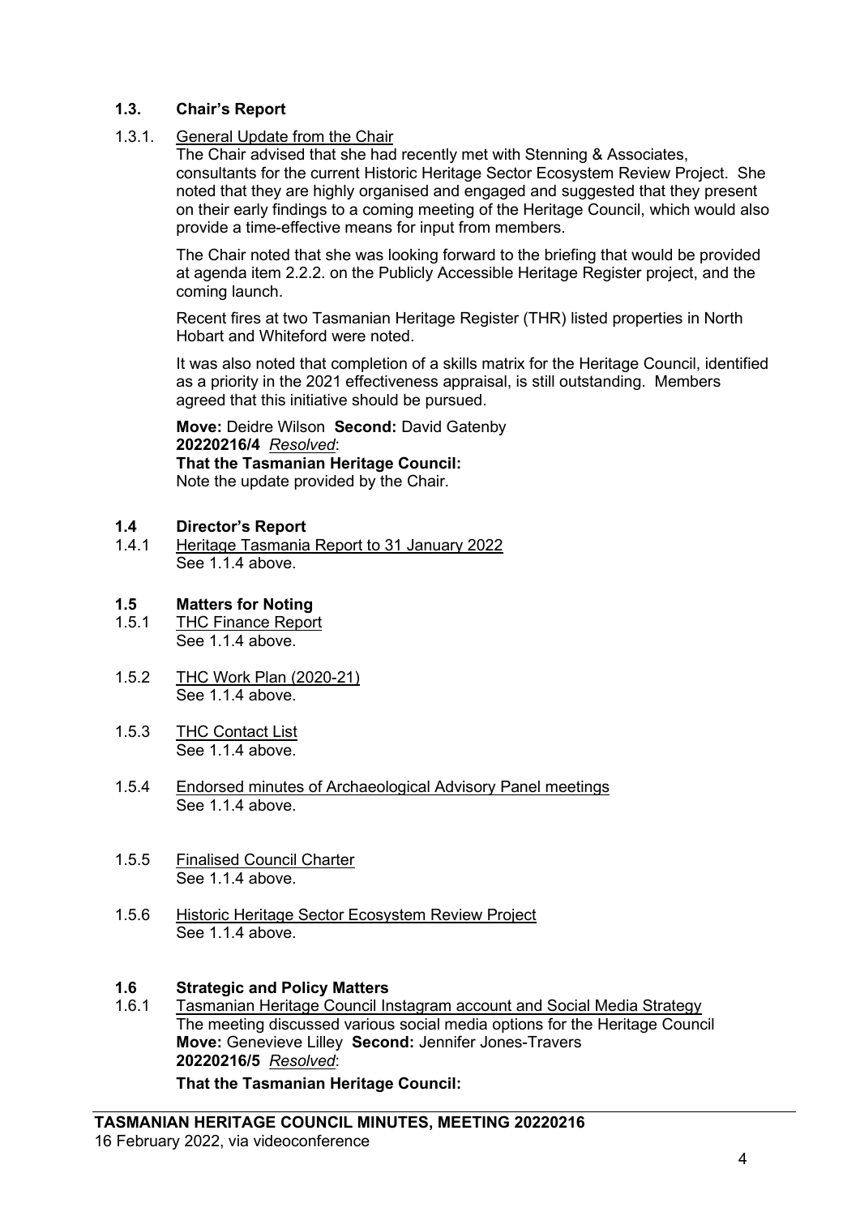### 1.3. Chair's Report

1.3.1. General Update from the Chair

The Chair advised that she had recently met with Stenning & Associates, consultants for the current Historic Heritage Sector Ecosystem Review Project. She noted that they are highly organised and engaged and suggested that they present on their early findings to a coming meeting of the Heritage Council, which would also provide a time-effective means for input from members.

The Chair noted that she was looking forward to the briefing that would be provided at agenda item 2.2.2. on the Publicly Accessible Heritage Register project, and the coming launch.

Recent fires at two Tasmanian Heritage Register (THR) listed properties in North Hobart and Whiteford were noted.

It was also noted that completion of a skills matrix for the Heritage Council, identified as a priority in the 2021 effectiveness appraisal, is still outstanding. Members agreed that this initiative should be pursued.

**Move:** Deidre Wilson **Second:** David Gatenby
**20220216/4** *Resolved*:
**That the Tasmanian Heritage Council:**
Note the update provided by the Chair.

### 1.4 Director's Report

1.4.1 Heritage Tasmania Report to 31 January 2022
See 1.1.4 above.

### 1.5 Matters for Noting

1.5.1 THC Finance Report
See 1.1.4 above.

1.5.2 THC Work Plan (2020-21)
See 1.1.4 above.

1.5.3 THC Contact List
See 1.1.4 above.

1.5.4 Endorsed minutes of Archaeological Advisory Panel meetings
See 1.1.4 above.

1.5.5 Finalised Council Charter
See 1.1.4 above.

1.5.6 Historic Heritage Sector Ecosystem Review Project
See 1.1.4 above.

### 1.6 Strategic and Policy Matters

1.6.1 Tasmanian Heritage Council Instagram account and Social Media Strategy
The meeting discussed various social media options for the Heritage Council
**Move:** Genevieve Lilley **Second:** Jennifer Jones-Travers
**20220216/5** *Resolved*:

**That the Tasmanian Heritage Council:**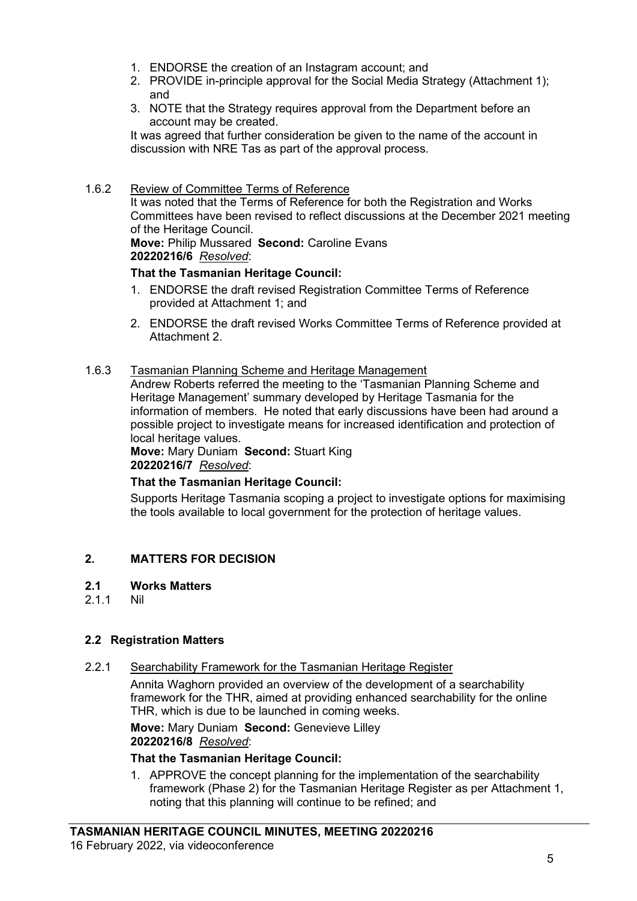1. ENDORSE the creation of an Instagram account; and
2. PROVIDE in-principle approval for the Social Media Strategy (Attachment 1); and
3. NOTE that the Strategy requires approval from the Department before an account may be created.

It was agreed that further consideration be given to the name of the account in discussion with NRE Tas as part of the approval process.

1.6.2 Review of Committee Terms of Reference

It was noted that the Terms of Reference for both the Registration and Works Committees have been revised to reflect discussions at the December 2021 meeting of the Heritage Council.

**Move:** Philip Mussared **Second:** Caroline Evans
**20220216/6** *Resolved*:

**That the Tasmanian Heritage Council:**

1. ENDORSE the draft revised Registration Committee Terms of Reference provided at Attachment 1; and
2. ENDORSE the draft revised Works Committee Terms of Reference provided at Attachment 2.

1.6.3 Tasmanian Planning Scheme and Heritage Management

Andrew Roberts referred the meeting to the 'Tasmanian Planning Scheme and Heritage Management' summary developed by Heritage Tasmania for the information of members. He noted that early discussions have been had around a possible project to investigate means for increased identification and protection of local heritage values.

**Move:** Mary Duniam **Second:** Stuart King
**20220216/7** *Resolved*:

**That the Tasmanian Heritage Council:**

Supports Heritage Tasmania scoping a project to investigate options for maximising the tools available to local government for the protection of heritage values.

## 2. MATTERS FOR DECISION

### 2.1 Works Matters

2.1.1 Nil

### 2.2 Registration Matters

2.2.1 Searchability Framework for the Tasmanian Heritage Register

Annita Waghorn provided an overview of the development of a searchability framework for the THR, aimed at providing enhanced searchability for the online THR, which is due to be launched in coming weeks.

**Move:** Mary Duniam **Second:** Genevieve Lilley
**20220216/8** *Resolved*:

**That the Tasmanian Heritage Council:**

1. APPROVE the concept planning for the implementation of the searchability framework (Phase 2) for the Tasmanian Heritage Register as per Attachment 1, noting that this planning will continue to be refined; and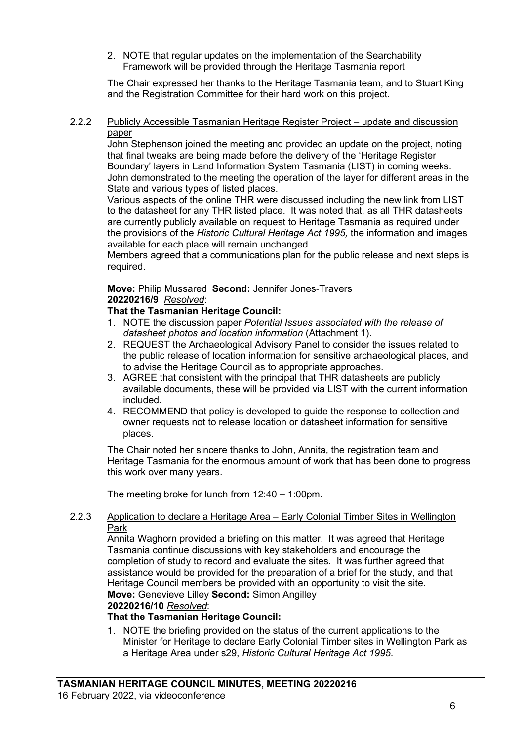2. NOTE that regular updates on the implementation of the Searchability Framework will be provided through the Heritage Tasmania report

The Chair expressed her thanks to the Heritage Tasmania team, and to Stuart King and the Registration Committee for their hard work on this project.

2.2.2 Publicly Accessible Tasmanian Heritage Register Project – update and discussion paper

John Stephenson joined the meeting and provided an update on the project, noting that final tweaks are being made before the delivery of the 'Heritage Register Boundary' layers in Land Information System Tasmania (LIST) in coming weeks. John demonstrated to the meeting the operation of the layer for different areas in the State and various types of listed places.

Various aspects of the online THR were discussed including the new link from LIST to the datasheet for any THR listed place. It was noted that, as all THR datasheets are currently publicly available on request to Heritage Tasmania as required under the provisions of the *Historic Cultural Heritage Act 1995,* the information and images available for each place will remain unchanged.

Members agreed that a communications plan for the public release and next steps is required.

**Move:** Philip Mussared **Second:** Jennifer Jones-Travers
**20220216/9** *Resolved*:
**That the Tasmanian Heritage Council:**

1. NOTE the discussion paper *Potential Issues associated with the release of datasheet photos and location information* (Attachment 1).
2. REQUEST the Archaeological Advisory Panel to consider the issues related to the public release of location information for sensitive archaeological places, and to advise the Heritage Council as to appropriate approaches.
3. AGREE that consistent with the principal that THR datasheets are publicly available documents, these will be provided via LIST with the current information included.
4. RECOMMEND that policy is developed to guide the response to collection and owner requests not to release location or datasheet information for sensitive places.

The Chair noted her sincere thanks to John, Annita, the registration team and Heritage Tasmania for the enormous amount of work that has been done to progress this work over many years.

The meeting broke for lunch from 12:40 – 1:00pm.

2.2.3 Application to declare a Heritage Area – Early Colonial Timber Sites in Wellington Park

Annita Waghorn provided a briefing on this matter. It was agreed that Heritage Tasmania continue discussions with key stakeholders and encourage the completion of study to record and evaluate the sites. It was further agreed that assistance would be provided for the preparation of a brief for the study, and that Heritage Council members be provided with an opportunity to visit the site.
**Move:** Genevieve Lilley **Second:** Simon Angilley
**20220216/10** *Resolved*:
**That the Tasmanian Heritage Council:**

1. NOTE the briefing provided on the status of the current applications to the Minister for Heritage to declare Early Colonial Timber sites in Wellington Park as a Heritage Area under s29, *Historic Cultural Heritage Act 1995*.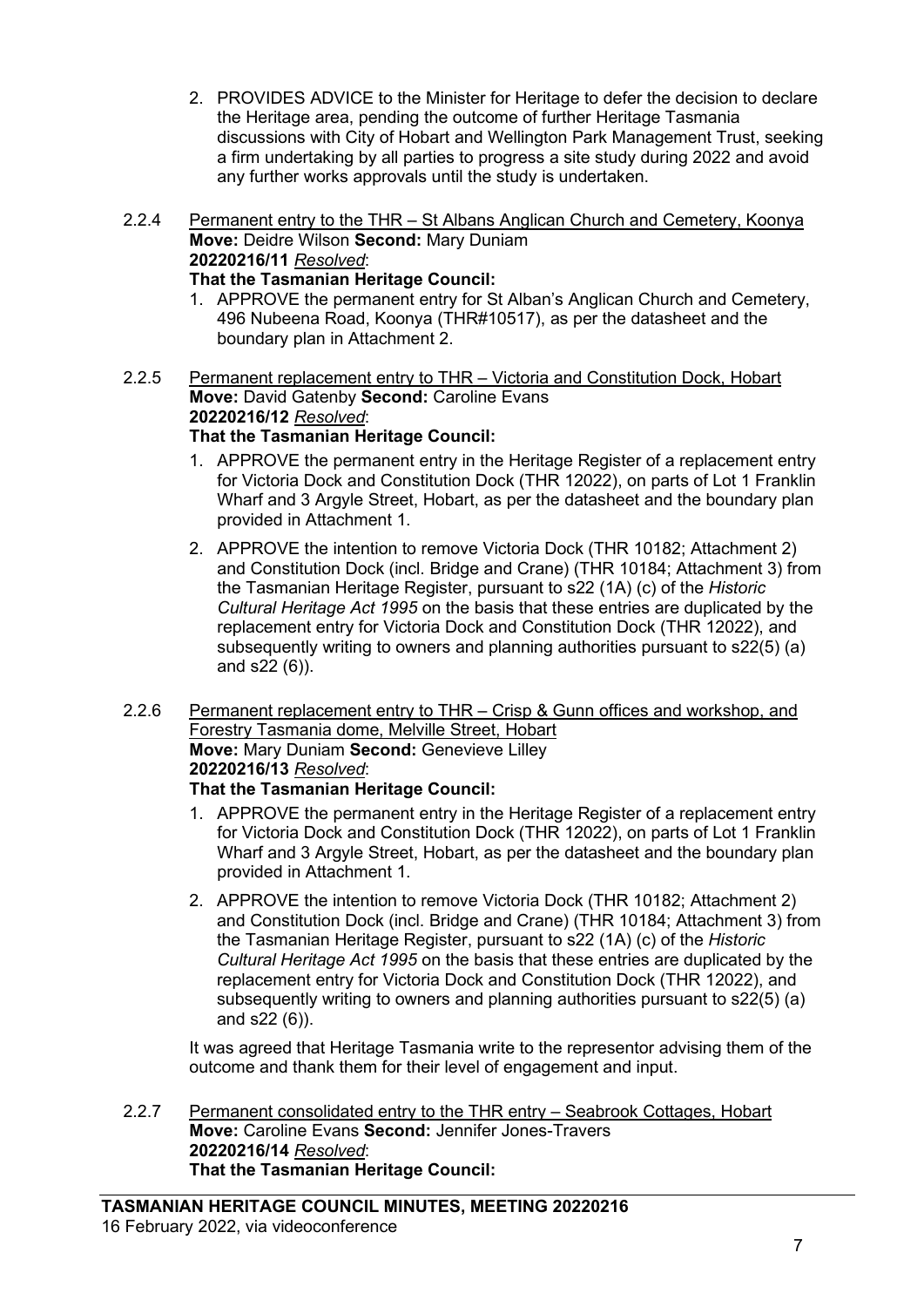2. PROVIDES ADVICE to the Minister for Heritage to defer the decision to declare the Heritage area, pending the outcome of further Heritage Tasmania discussions with City of Hobart and Wellington Park Management Trust, seeking a firm undertaking by all parties to progress a site study during 2022 and avoid any further works approvals until the study is undertaken.

2.2.4 Permanent entry to the THR – St Albans Anglican Church and Cemetery, Koonya

**Move:** Deidre Wilson **Second:** Mary Duniam

**20220216/11** *Resolved*:

**That the Tasmanian Heritage Council:**

1. APPROVE the permanent entry for St Alban's Anglican Church and Cemetery, 496 Nubeena Road, Koonya (THR#10517), as per the datasheet and the boundary plan in Attachment 2.

2.2.5 Permanent replacement entry to THR – Victoria and Constitution Dock, Hobart

**Move:** David Gatenby **Second:** Caroline Evans

**20220216/12** *Resolved*:

**That the Tasmanian Heritage Council:**

1. APPROVE the permanent entry in the Heritage Register of a replacement entry for Victoria Dock and Constitution Dock (THR 12022), on parts of Lot 1 Franklin Wharf and 3 Argyle Street, Hobart, as per the datasheet and the boundary plan provided in Attachment 1.
2. APPROVE the intention to remove Victoria Dock (THR 10182; Attachment 2) and Constitution Dock (incl. Bridge and Crane) (THR 10184; Attachment 3) from the Tasmanian Heritage Register, pursuant to s22 (1A) (c) of the *Historic Cultural Heritage Act 1995* on the basis that these entries are duplicated by the replacement entry for Victoria Dock and Constitution Dock (THR 12022), and subsequently writing to owners and planning authorities pursuant to s22(5) (a) and s22 (6)).

2.2.6 Permanent replacement entry to THR – Crisp & Gunn offices and workshop, and Forestry Tasmania dome, Melville Street, Hobart

**Move:** Mary Duniam **Second:** Genevieve Lilley

**20220216/13** *Resolved*:

**That the Tasmanian Heritage Council:**

1. APPROVE the permanent entry in the Heritage Register of a replacement entry for Victoria Dock and Constitution Dock (THR 12022), on parts of Lot 1 Franklin Wharf and 3 Argyle Street, Hobart, as per the datasheet and the boundary plan provided in Attachment 1.
2. APPROVE the intention to remove Victoria Dock (THR 10182; Attachment 2) and Constitution Dock (incl. Bridge and Crane) (THR 10184; Attachment 3) from the Tasmanian Heritage Register, pursuant to s22 (1A) (c) of the *Historic Cultural Heritage Act 1995* on the basis that these entries are duplicated by the replacement entry for Victoria Dock and Constitution Dock (THR 12022), and subsequently writing to owners and planning authorities pursuant to s22(5) (a) and s22 (6)).

It was agreed that Heritage Tasmania write to the representor advising them of the outcome and thank them for their level of engagement and input.

2.2.7 Permanent consolidated entry to the THR entry – Seabrook Cottages, Hobart

**Move:** Caroline Evans **Second:** Jennifer Jones-Travers

**20220216/14** *Resolved*:

**That the Tasmanian Heritage Council:**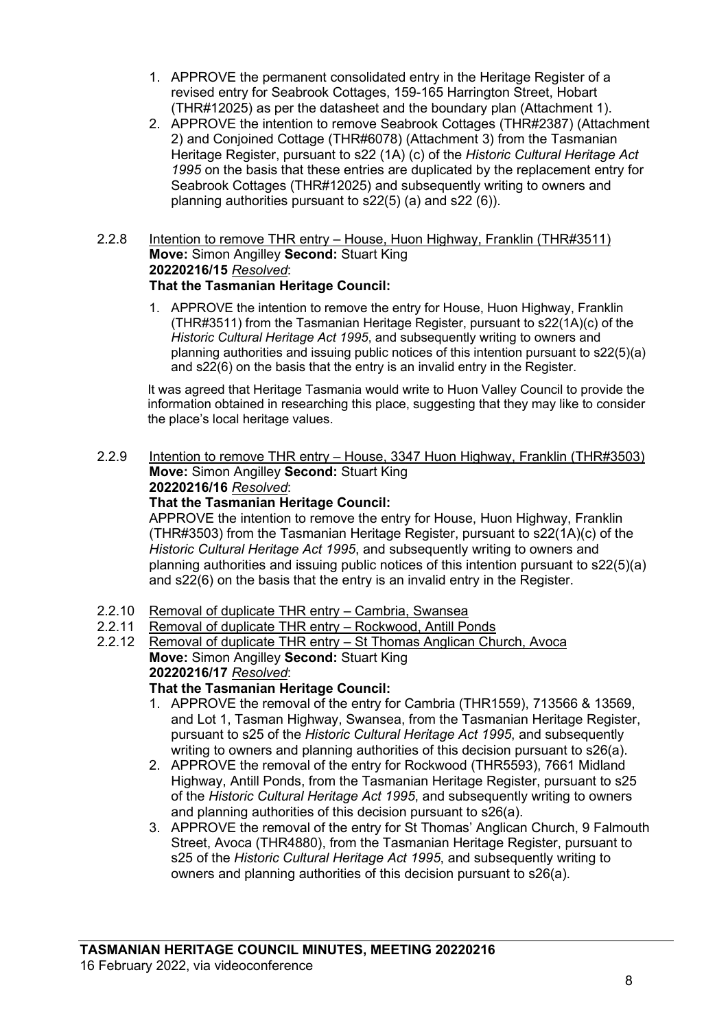1. APPROVE the permanent consolidated entry in the Heritage Register of a revised entry for Seabrook Cottages, 159-165 Harrington Street, Hobart (THR#12025) as per the datasheet and the boundary plan (Attachment 1).
2. APPROVE the intention to remove Seabrook Cottages (THR#2387) (Attachment 2) and Conjoined Cottage (THR#6078) (Attachment 3) from the Tasmanian Heritage Register, pursuant to s22 (1A) (c) of the *Historic Cultural Heritage Act 1995* on the basis that these entries are duplicated by the replacement entry for Seabrook Cottages (THR#12025) and subsequently writing to owners and planning authorities pursuant to s22(5) (a) and s22 (6)).

2.2.8 Intention to remove THR entry – House, Huon Highway, Franklin (THR#3511)
**Move:** Simon Angilley **Second:** Stuart King
**20220216/15** *Resolved*:
**That the Tasmanian Heritage Council:**

1. APPROVE the intention to remove the entry for House, Huon Highway, Franklin (THR#3511) from the Tasmanian Heritage Register, pursuant to s22(1A)(c) of the *Historic Cultural Heritage Act 1995*, and subsequently writing to owners and planning authorities and issuing public notices of this intention pursuant to s22(5)(a) and s22(6) on the basis that the entry is an invalid entry in the Register.

It was agreed that Heritage Tasmania would write to Huon Valley Council to provide the information obtained in researching this place, suggesting that they may like to consider the place's local heritage values.

2.2.9 Intention to remove THR entry – House, 3347 Huon Highway, Franklin (THR#3503)
**Move:** Simon Angilley **Second:** Stuart King
**20220216/16** *Resolved*:
**That the Tasmanian Heritage Council:**
APPROVE the intention to remove the entry for House, Huon Highway, Franklin (THR#3503) from the Tasmanian Heritage Register, pursuant to s22(1A)(c) of the *Historic Cultural Heritage Act 1995*, and subsequently writing to owners and planning authorities and issuing public notices of this intention pursuant to s22(5)(a) and s22(6) on the basis that the entry is an invalid entry in the Register.

2.2.10 Removal of duplicate THR entry – Cambria, Swansea
2.2.11 Removal of duplicate THR entry – Rockwood, Antill Ponds
2.2.12 Removal of duplicate THR entry – St Thomas Anglican Church, Avoca
**Move:** Simon Angilley **Second:** Stuart King
**20220216/17** *Resolved*:
**That the Tasmanian Heritage Council:**

1. APPROVE the removal of the entry for Cambria (THR1559), 713566 & 13569, and Lot 1, Tasman Highway, Swansea, from the Tasmanian Heritage Register, pursuant to s25 of the *Historic Cultural Heritage Act 1995*, and subsequently writing to owners and planning authorities of this decision pursuant to s26(a).
2. APPROVE the removal of the entry for Rockwood (THR5593), 7661 Midland Highway, Antill Ponds, from the Tasmanian Heritage Register, pursuant to s25 of the *Historic Cultural Heritage Act 1995*, and subsequently writing to owners and planning authorities of this decision pursuant to s26(a).
3. APPROVE the removal of the entry for St Thomas' Anglican Church, 9 Falmouth Street, Avoca (THR4880), from the Tasmanian Heritage Register, pursuant to s25 of the *Historic Cultural Heritage Act 1995*, and subsequently writing to owners and planning authorities of this decision pursuant to s26(a).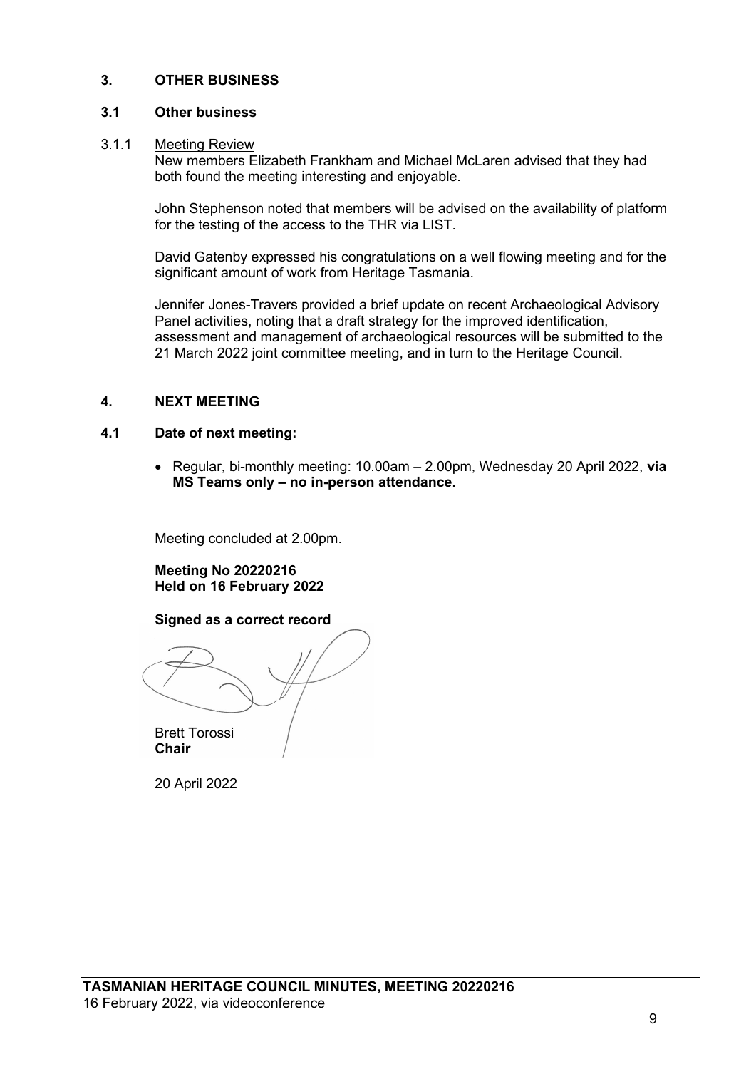## 3. OTHER BUSINESS

### 3.1 Other business

3.1.1 Meeting Review

New members Elizabeth Frankham and Michael McLaren advised that they had both found the meeting interesting and enjoyable.

John Stephenson noted that members will be advised on the availability of platform for the testing of the access to the THR via LIST.

David Gatenby expressed his congratulations on a well flowing meeting and for the significant amount of work from Heritage Tasmania.

Jennifer Jones-Travers provided a brief update on recent Archaeological Advisory Panel activities, noting that a draft strategy for the improved identification, assessment and management of archaeological resources will be submitted to the 21 March 2022 joint committee meeting, and in turn to the Heritage Council.

## 4. NEXT MEETING

### 4.1 Date of next meeting:

- Regular, bi-monthly meeting: 10.00am – 2.00pm, Wednesday 20 April 2022, **via MS Teams only – no in-person attendance.**

Meeting concluded at 2.00pm.

**Meeting No 20220216**
**Held on 16 February 2022**

**Signed as a correct record**

Brett Torossi
**Chair**

20 April 2022